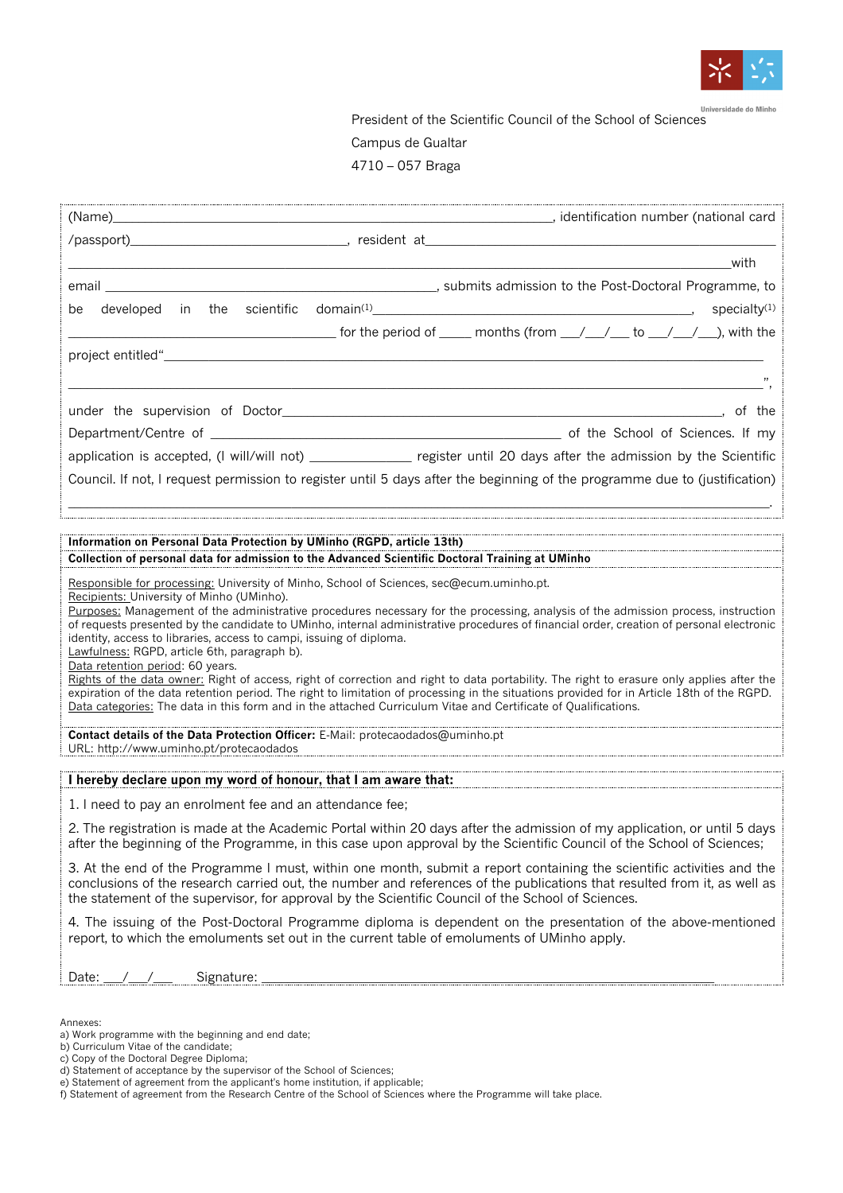Universidade do Minho

President of the Scientific Council of the School of Sciences

Campus de Gualtar

4710 – 057 Braga

(Name)_____________________________________________, identification number (national card /passport)________________________, resident at_____________________________________________ _______________________________________________________________________with email ________________________________, submits admission to the Post-Doctoral Programme, to be developed in the scientific domain[1]________________________________, specialty[1] ____________________________ for the period of ____ months (from ___/___/___ to ___/___/___), with the project entitled"______________________________________________________________ ________________________________________________________________________",

under the supervision of Doctor________________________________________________, of the Department/Centre of ___________________________________ of the School of Sciences. If my application is accepted, (I will/will not) ____________ register until 20 days after the admission by the Scientific Council. If not, I request permission to register until 5 days after the beginning of the programme due to (justification) ________________________________________________________________________.

**Information on Personal Data Protection by UMinho (RGPD, article 13th)**

**Collection of personal data for admission to the Advanced Scientific Doctoral Training at UMinho**

Responsible for processing: University of Minho, School of Sciences, sec@ecum.uminho.pt.
Recipients: University of Minho (UMinho).
Purposes: Management of the administrative procedures necessary for the processing, analysis of the admission process, instruction of requests presented by the candidate to UMinho, internal administrative procedures of financial order, creation of personal electronic identity, access to libraries, access to campi, issuing of diploma.
Lawfulness: RGPD, article 6th, paragraph b).
Data retention period: 60 years.
Rights of the data owner: Right of access, right of correction and right to data portability. The right to erasure only applies after the expiration of the data retention period. The right to limitation of processing in the situations provided for in Article 18th of the RGPD.
Data categories: The data in this form and in the attached Curriculum Vitae and Certificate of Qualifications.

**Contact details of the Data Protection Officer:** E-Mail: protecaodados@uminho.pt
URL: http://www.uminho.pt/protecaodados

**I hereby declare upon my word of honour, that I am aware that:**

1. I need to pay an enrolment fee and an attendance fee;

2. The registration is made at the Academic Portal within 20 days after the admission of my application, or until 5 days after the beginning of the Programme, in this case upon approval by the Scientific Council of the School of Sciences;

3. At the end of the Programme I must, within one month, submit a report containing the scientific activities and the conclusions of the research carried out, the number and references of the publications that resulted from it, as well as the statement of the supervisor, for approval by the Scientific Council of the School of Sciences.

4. The issuing of the Post-Doctoral Programme diploma is dependent on the presentation of the above-mentioned report, to which the emoluments set out in the current table of emoluments of UMinho apply.

Date: ___/___/___ Signature: ______________________________________________

Annexes:
a) Work programme with the beginning and end date;
b) Curriculum Vitae of the candidate;
c) Copy of the Doctoral Degree Diploma;
d) Statement of acceptance by the supervisor of the School of Sciences;
e) Statement of agreement from the applicant's home institution, if applicable;
f) Statement of agreement from the Research Centre of the School of Sciences where the Programme will take place.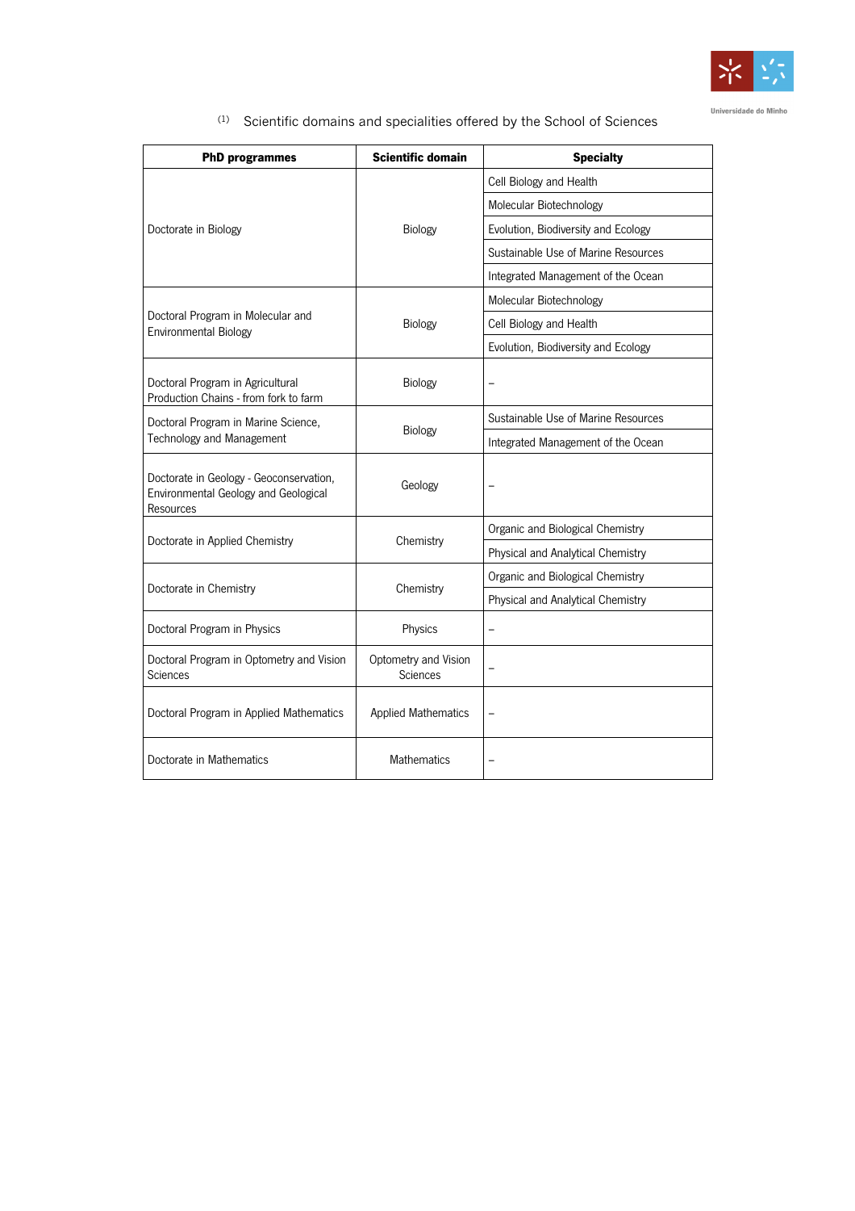(1) Scientific domains and specialities offered by the School of Sciences

| PhD programmes | Scientific domain | Specialty |
|---|---|---|
| Doctorate in Biology | Biology | Cell Biology and Health |
| | | Molecular Biotechnology |
| | | Evolution, Biodiversity and Ecology |
| | | Sustainable Use of Marine Resources |
| | | Integrated Management of the Ocean |
| Doctoral Program in Molecular and Environmental Biology | Biology | Molecular Biotechnology |
| | | Cell Biology and Health |
| | | Evolution, Biodiversity and Ecology |
| Doctoral Program in Agricultural Production Chains - from fork to farm | Biology | – |
| Doctoral Program in Marine Science, Technology and Management | Biology | Sustainable Use of Marine Resources |
| | | Integrated Management of the Ocean |
| Doctorate in Geology - Geoconservation, Environmental Geology and Geological Resources | Geology | – |
| Doctorate in Applied Chemistry | Chemistry | Organic and Biological Chemistry |
| | | Physical and Analytical Chemistry |
| Doctorate in Chemistry | Chemistry | Organic and Biological Chemistry |
| | | Physical and Analytical Chemistry |
| Doctoral Program in Physics | Physics | – |
| Doctoral Program in Optometry and Vision Sciences | Optometry and Vision Sciences | – |
| Doctoral Program in Applied Mathematics | Applied Mathematics | – |
| Doctorate in Mathematics | Mathematics | – |